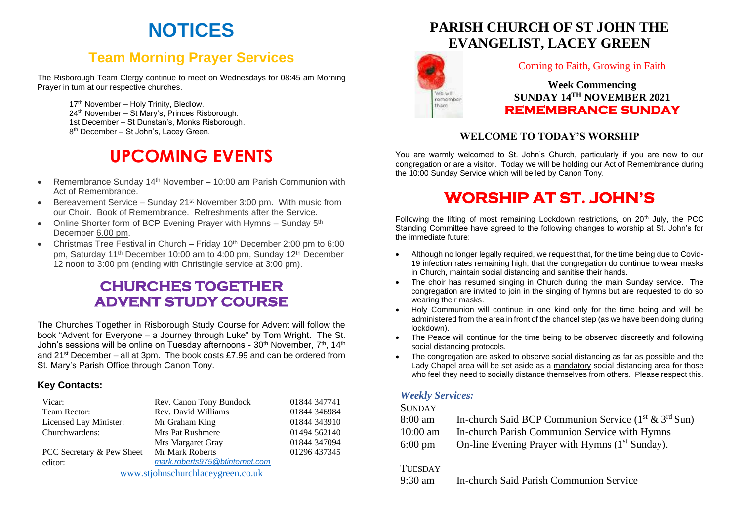# NOTICES

## Team Morning Prayer Services

The Risborough Team Clergy continue to meet on Wednesdays for 08:45 am Morning Prayer in turn at our respective churches.

17th November – Holy Trinity, Bledlow.
24th November – St Mary's, Princes Risborough.
1st December – St Dunstan's, Monks Risborough.
8th December – St John's, Lacey Green.

# UPCOMING EVENTS

- Remembrance Sunday 14th November – 10:00 am Parish Communion with Act of Remembrance.
- Bereavement Service – Sunday 21st November 3:00 pm. With music from our Choir. Book of Remembrance. Refreshments after the Service.
- Online Shorter form of BCP Evening Prayer with Hymns – Sunday 5th December 6.00 pm.
- Christmas Tree Festival in Church – Friday 10th December 2:00 pm to 6:00 pm, Saturday 11th December 10:00 am to 4:00 pm, Sunday 12th December 12 noon to 3:00 pm (ending with Christingle service at 3:00 pm).

## CHURCHES TOGETHER ADVENT STUDY COURSE

The Churches Together in Risborough Study Course for Advent will follow the book "Advent for Everyone – a Journey through Luke" by Tom Wright. The St. John's sessions will be online on Tuesday afternoons - 30th November, 7th, 14th and 21st December – all at 3pm. The book costs £7.99 and can be ordered from St. Mary's Parish Office through Canon Tony.

### Key Contacts:

| | | |
|---|---|---|
| Vicar: | Rev. Canon Tony Bundock | 01844 347741 |
| Team Rector: | Rev. David Williams | 01844 346984 |
| Licensed Lay Minister: | Mr Graham King | 01844 343910 |
| Churchwardens: | Mrs Pat Rushmere | 01494 562140 |
| | Mrs Margaret Gray | 01844 347094 |
| PCC Secretary & Pew Sheet editor: | Mr Mark Roberts *mark.roberts975@btinternet.com* | 01296 437345 |

www.stjohnschurchlaceygreen.co.uk

# PARISH CHURCH OF ST JOHN THE EVANGELIST, LACEY GREEN

Coming to Faith, Growing in Faith

**Week Commencing**
**SUNDAY 14TH NOVEMBER 2021**
**REMEMBRANCE SUNDAY**

## WELCOME TO TODAY'S WORSHIP

You are warmly welcomed to St. John's Church, particularly if you are new to our congregation or are a visitor. Today we will be holding our Act of Remembrance during the 10:00 Sunday Service which will be led by Canon Tony.

# WORSHIP AT ST. JOHN'S

Following the lifting of most remaining Lockdown restrictions, on 20th July, the PCC Standing Committee have agreed to the following changes to worship at St. John's for the immediate future:

- Although no longer legally required, we request that, for the time being due to Covid-19 infection rates remaining high, that the congregation do continue to wear masks in Church, maintain social distancing and sanitise their hands.
- The choir has resumed singing in Church during the main Sunday service. The congregation are invited to join in the singing of hymns but are requested to do so wearing their masks.
- Holy Communion will continue in one kind only for the time being and will be administered from the area in front of the chancel step (as we have been doing during lockdown).
- The Peace will continue for the time being to be observed discreetly and following social distancing protocols.
- The congregation are asked to observe social distancing as far as possible and the Lady Chapel area will be set aside as a mandatory social distancing area for those who feel they need to socially distance themselves from others. Please respect this.

### *Weekly Services:*

SUNDAY

| | |
|---|---|
| 8:00 am | In-church Said BCP Communion Service (1st & 3rd Sun) |
| 10:00 am | In-church Parish Communion Service with Hymns |
| 6:00 pm | On-line Evening Prayer with Hymns (1st Sunday). |

TUESDAY

| | |
|---|---|
| 9:30 am | In-church Said Parish Communion Service |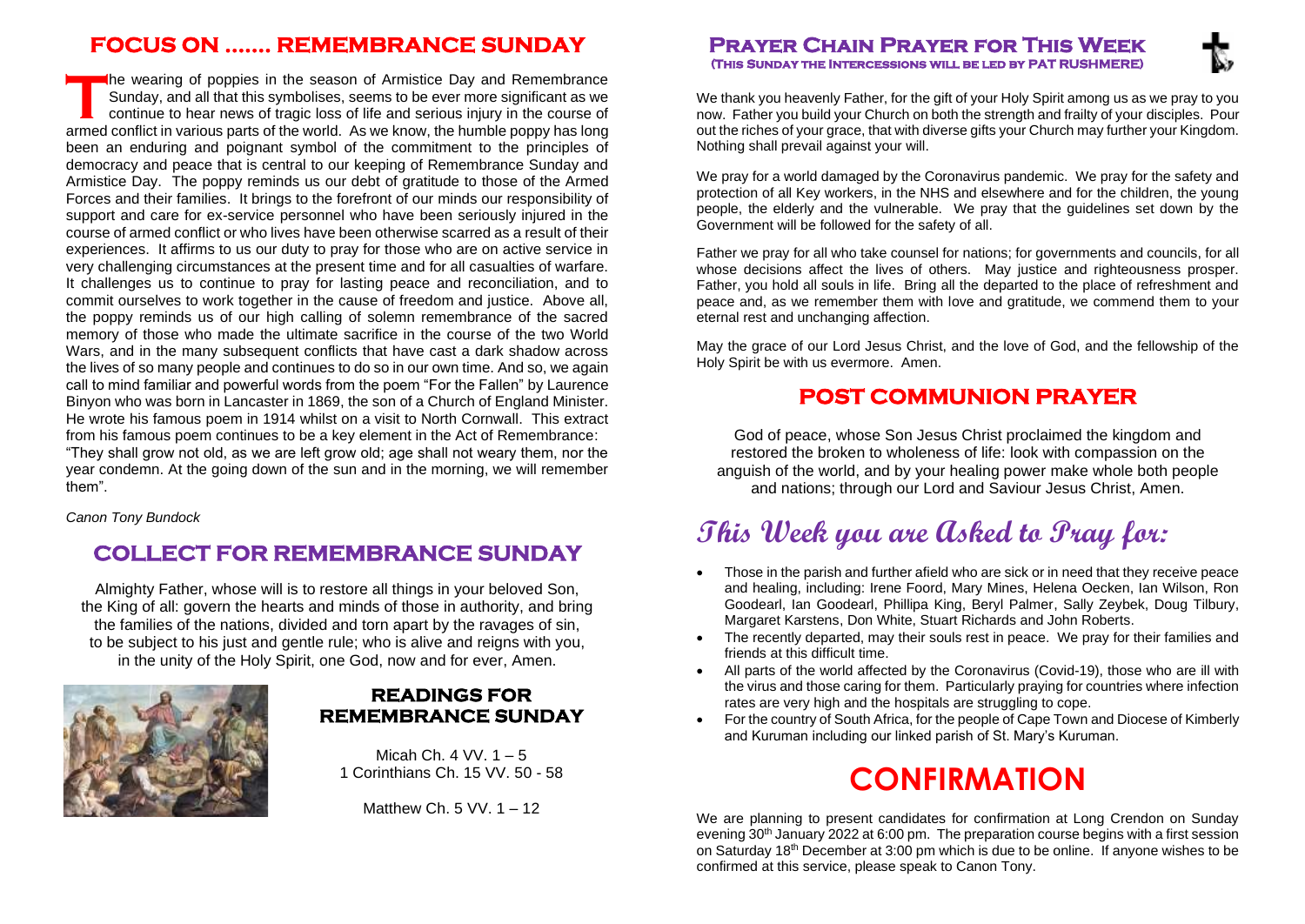## FOCUS ON ....... REMEMBRANCE SUNDAY

The wearing of poppies in the season of Armistice Day and Remembrance Sunday, and all that this symbolises, seems to be ever more significant as we continue to hear news of tragic loss of life and serious injury in the course of armed conflict in various parts of the world. As we know, the humble poppy has long been an enduring and poignant symbol of the commitment to the principles of democracy and peace that is central to our keeping of Remembrance Sunday and Armistice Day. The poppy reminds us our debt of gratitude to those of the Armed Forces and their families. It brings to the forefront of our minds our responsibility of support and care for ex-service personnel who have been seriously injured in the course of armed conflict or who lives have been otherwise scarred as a result of their experiences. It affirms to us our duty to pray for those who are on active service in very challenging circumstances at the present time and for all casualties of warfare. It challenges us to continue to pray for lasting peace and reconciliation, and to commit ourselves to work together in the cause of freedom and justice. Above all, the poppy reminds us of our high calling of solemn remembrance of the sacred memory of those who made the ultimate sacrifice in the course of the two World Wars, and in the many subsequent conflicts that have cast a dark shadow across the lives of so many people and continues to do so in our own time. And so, we again call to mind familiar and powerful words from the poem "For the Fallen" by Laurence Binyon who was born in Lancaster in 1869, the son of a Church of England Minister. He wrote his famous poem in 1914 whilst on a visit to North Cornwall. This extract from his famous poem continues to be a key element in the Act of Remembrance:
"They shall grow not old, as we are left grow old; age shall not weary them, nor the year condemn. At the going down of the sun and in the morning, we will remember them".

*Canon Tony Bundock*

## COLLECT FOR REMEMBRANCE SUNDAY

Almighty Father, whose will is to restore all things in your beloved Son, the King of all: govern the hearts and minds of those in authority, and bring the families of the nations, divided and torn apart by the ravages of sin, to be subject to his just and gentle rule; who is alive and reigns with you, in the unity of the Holy Spirit, one God, now and for ever, Amen.

### READINGS FOR REMEMBRANCE SUNDAY

Micah Ch. 4 VV. 1 – 5
1 Corinthians Ch. 15 VV. 50 - 58

Matthew Ch. 5 VV. 1 – 12

## PRAYER CHAIN PRAYER FOR THIS WEEK

**(THIS SUNDAY THE INTERCESSIONS WILL BE LED BY PAT RUSHMERE)**

We thank you heavenly Father, for the gift of your Holy Spirit among us as we pray to you now. Father you build your Church on both the strength and frailty of your disciples. Pour out the riches of your grace, that with diverse gifts your Church may further your Kingdom. Nothing shall prevail against your will.

We pray for a world damaged by the Coronavirus pandemic. We pray for the safety and protection of all Key workers, in the NHS and elsewhere and for the children, the young people, the elderly and the vulnerable. We pray that the guidelines set down by the Government will be followed for the safety of all.

Father we pray for all who take counsel for nations; for governments and councils, for all whose decisions affect the lives of others. May justice and righteousness prosper. Father, you hold all souls in life. Bring all the departed to the place of refreshment and peace and, as we remember them with love and gratitude, we commend them to your eternal rest and unchanging affection.

May the grace of our Lord Jesus Christ, and the love of God, and the fellowship of the Holy Spirit be with us evermore. Amen.

## POST COMMUNION PRAYER

God of peace, whose Son Jesus Christ proclaimed the kingdom and restored the broken to wholeness of life: look with compassion on the anguish of the world, and by your healing power make whole both people and nations; through our Lord and Saviour Jesus Christ, Amen.

## This Week you are Asked to Pray for:

- Those in the parish and further afield who are sick or in need that they receive peace and healing, including: Irene Foord, Mary Mines, Helena Oecken, Ian Wilson, Ron Goodearl, Ian Goodearl, Phillipa King, Beryl Palmer, Sally Zeybek, Doug Tilbury, Margaret Karstens, Don White, Stuart Richards and John Roberts.
- The recently departed, may their souls rest in peace. We pray for their families and friends at this difficult time.
- All parts of the world affected by the Coronavirus (Covid-19), those who are ill with the virus and those caring for them. Particularly praying for countries where infection rates are very high and the hospitals are struggling to cope.
- For the country of South Africa, for the people of Cape Town and Diocese of Kimberly and Kuruman including our linked parish of St. Mary's Kuruman.

# CONFIRMATION

We are planning to present candidates for confirmation at Long Crendon on Sunday evening 30th January 2022 at 6:00 pm. The preparation course begins with a first session on Saturday 18th December at 3:00 pm which is due to be online. If anyone wishes to be confirmed at this service, please speak to Canon Tony.